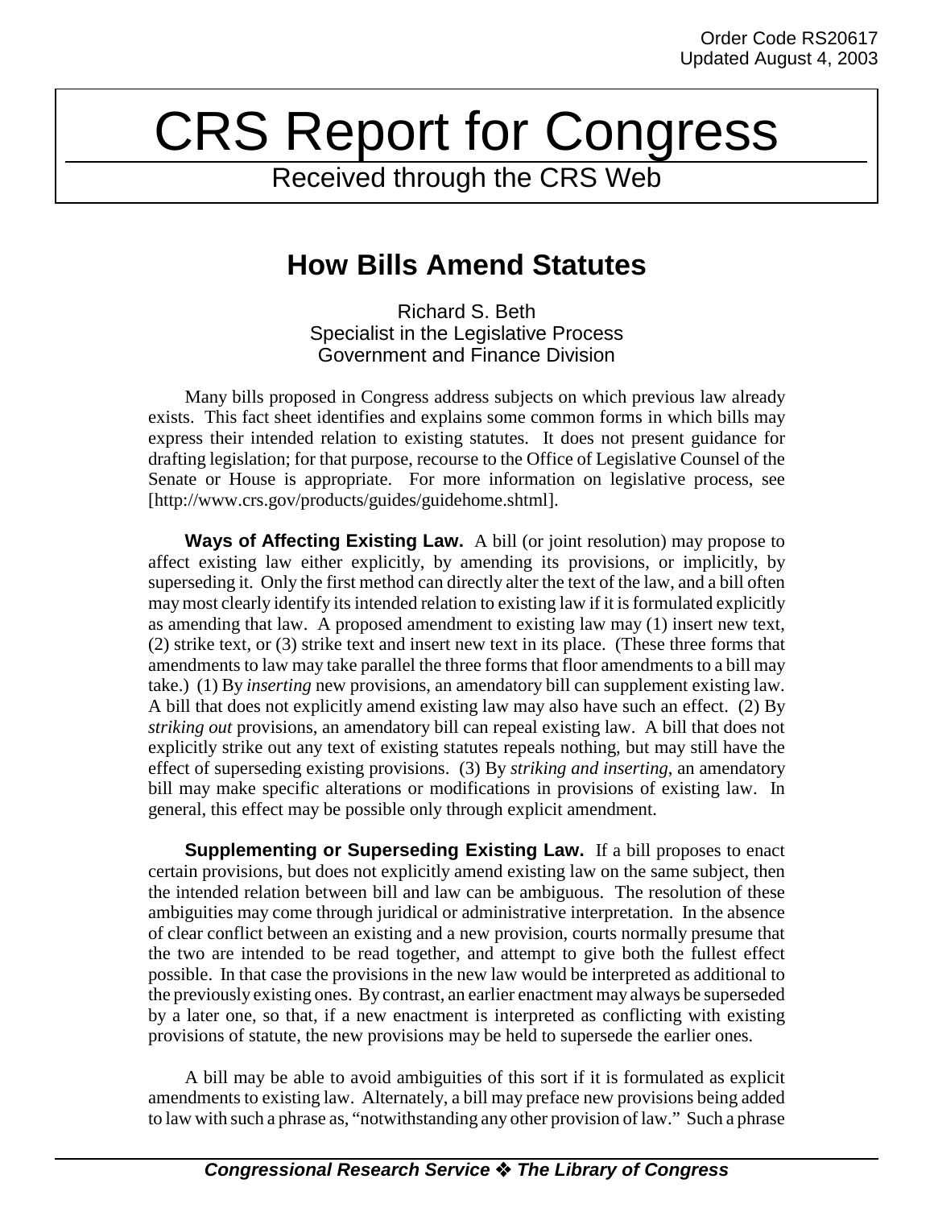Order Code RS20617
Updated August 4, 2003

# CRS Report for Congress

Received through the CRS Web

## How Bills Amend Statutes

Richard S. Beth
Specialist in the Legislative Process
Government and Finance Division

Many bills proposed in Congress address subjects on which previous law already exists. This fact sheet identifies and explains some common forms in which bills may express their intended relation to existing statutes. It does not present guidance for drafting legislation; for that purpose, recourse to the Office of Legislative Counsel of the Senate or House is appropriate. For more information on legislative process, see [http://www.crs.gov/products/guides/guidehome.shtml].

**Ways of Affecting Existing Law.** A bill (or joint resolution) may propose to affect existing law either explicitly, by amending its provisions, or implicitly, by superseding it. Only the first method can directly alter the text of the law, and a bill often may most clearly identify its intended relation to existing law if it is formulated explicitly as amending that law. A proposed amendment to existing law may (1) insert new text, (2) strike text, or (3) strike text and insert new text in its place. (These three forms that amendments to law may take parallel the three forms that floor amendments to a bill may take.) (1) By *inserting* new provisions, an amendatory bill can supplement existing law. A bill that does not explicitly amend existing law may also have such an effect. (2) By *striking out* provisions, an amendatory bill can repeal existing law. A bill that does not explicitly strike out any text of existing statutes repeals nothing, but may still have the effect of superseding existing provisions. (3) By *striking and inserting*, an amendatory bill may make specific alterations or modifications in provisions of existing law. In general, this effect may be possible only through explicit amendment.

**Supplementing or Superseding Existing Law.** If a bill proposes to enact certain provisions, but does not explicitly amend existing law on the same subject, then the intended relation between bill and law can be ambiguous. The resolution of these ambiguities may come through juridical or administrative interpretation. In the absence of clear conflict between an existing and a new provision, courts normally presume that the two are intended to be read together, and attempt to give both the fullest effect possible. In that case the provisions in the new law would be interpreted as additional to the previously existing ones. By contrast, an earlier enactment may always be superseded by a later one, so that, if a new enactment is interpreted as conflicting with existing provisions of statute, the new provisions may be held to supersede the earlier ones.

A bill may be able to avoid ambiguities of this sort if it is formulated as explicit amendments to existing law. Alternately, a bill may preface new provisions being added to law with such a phrase as, "notwithstanding any other provision of law." Such a phrase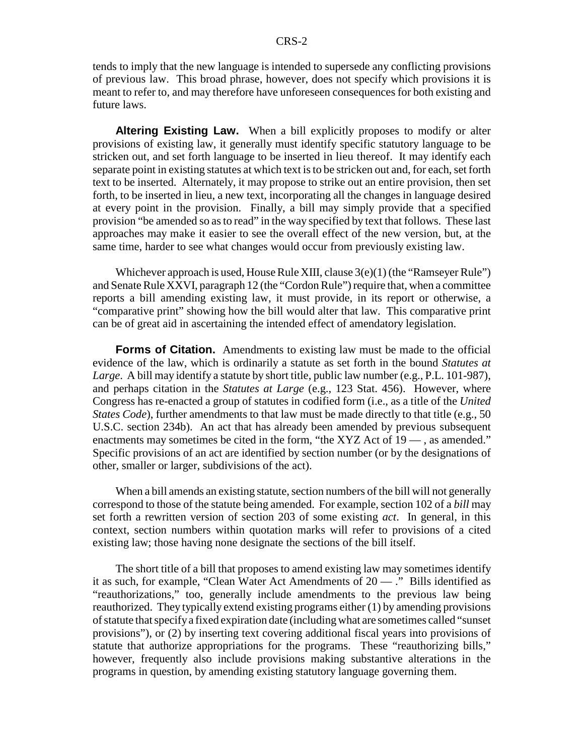tends to imply that the new language is intended to supersede any conflicting provisions of previous law. This broad phrase, however, does not specify which provisions it is meant to refer to, and may therefore have unforeseen consequences for both existing and future laws.

**Altering Existing Law.** When a bill explicitly proposes to modify or alter provisions of existing law, it generally must identify specific statutory language to be stricken out, and set forth language to be inserted in lieu thereof. It may identify each separate point in existing statutes at which text is to be stricken out and, for each, set forth text to be inserted. Alternately, it may propose to strike out an entire provision, then set forth, to be inserted in lieu, a new text, incorporating all the changes in language desired at every point in the provision. Finally, a bill may simply provide that a specified provision "be amended so as to read" in the way specified by text that follows. These last approaches may make it easier to see the overall effect of the new version, but, at the same time, harder to see what changes would occur from previously existing law.

Whichever approach is used, House Rule XIII, clause 3(e)(1) (the "Ramseyer Rule") and Senate Rule XXVI, paragraph 12 (the "Cordon Rule") require that, when a committee reports a bill amending existing law, it must provide, in its report or otherwise, a "comparative print" showing how the bill would alter that law. This comparative print can be of great aid in ascertaining the intended effect of amendatory legislation.

**Forms of Citation.** Amendments to existing law must be made to the official evidence of the law, which is ordinarily a statute as set forth in the bound *Statutes at Large*. A bill may identify a statute by short title, public law number (e.g., P.L. 101-987), and perhaps citation in the *Statutes at Large* (e.g., 123 Stat. 456). However, where Congress has re-enacted a group of statutes in codified form (i.e., as a title of the *United States Code*), further amendments to that law must be made directly to that title (e.g., 50 U.S.C. section 234b). An act that has already been amended by previous subsequent enactments may sometimes be cited in the form, "the XYZ Act of 19 — , as amended." Specific provisions of an act are identified by section number (or by the designations of other, smaller or larger, subdivisions of the act).

When a bill amends an existing statute, section numbers of the bill will not generally correspond to those of the statute being amended. For example, section 102 of a *bill* may set forth a rewritten version of section 203 of some existing *act*. In general, in this context, section numbers within quotation marks will refer to provisions of a cited existing law; those having none designate the sections of the bill itself.

The short title of a bill that proposes to amend existing law may sometimes identify it as such, for example, "Clean Water Act Amendments of 20 — ." Bills identified as "reauthorizations," too, generally include amendments to the previous law being reauthorized. They typically extend existing programs either (1) by amending provisions of statute that specify a fixed expiration date (including what are sometimes called "sunset provisions"), or (2) by inserting text covering additional fiscal years into provisions of statute that authorize appropriations for the programs. These "reauthorizing bills," however, frequently also include provisions making substantive alterations in the programs in question, by amending existing statutory language governing them.